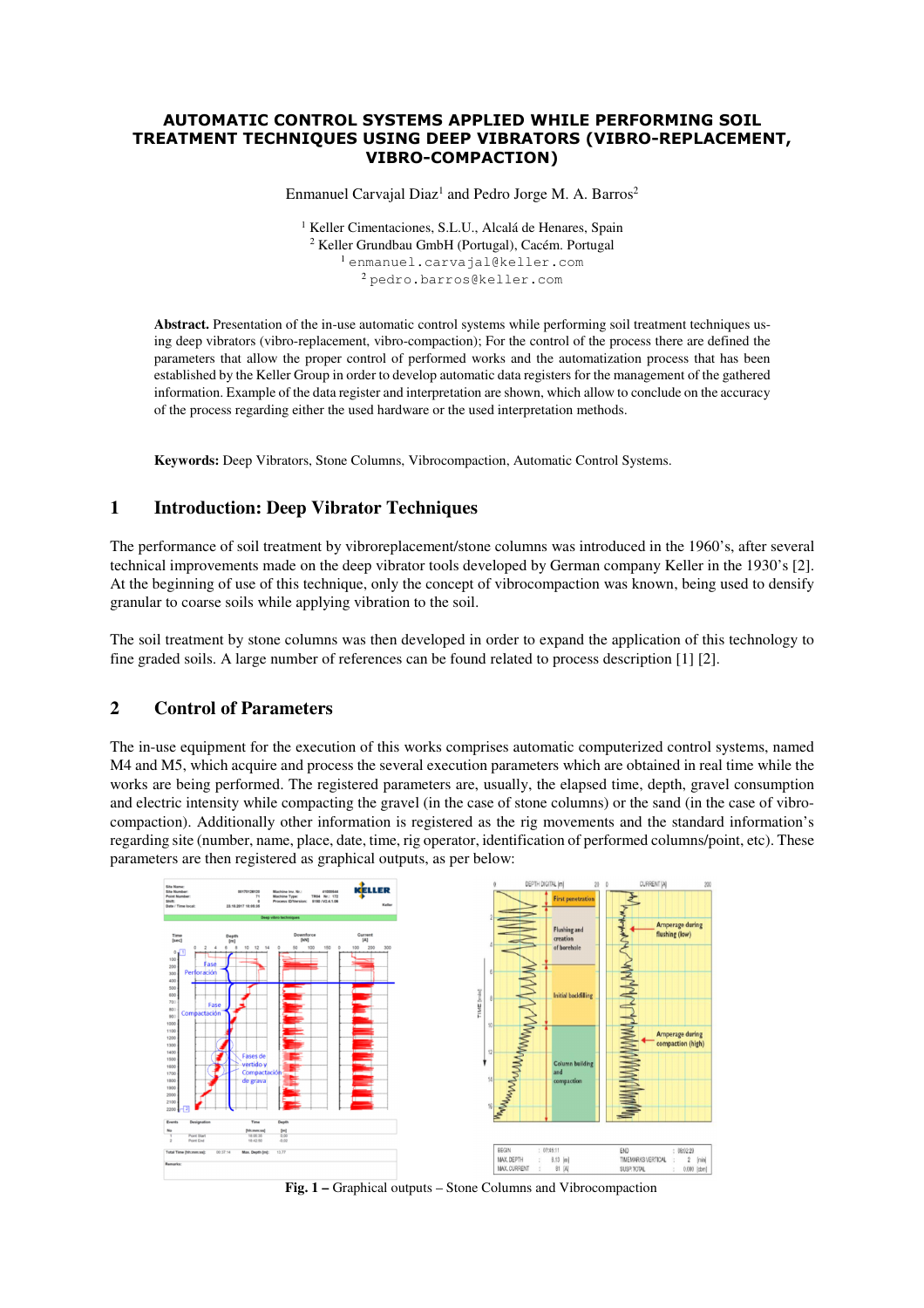# AUTOMATIC CONTROL SYSTEMS APPLIED WHILE PERFORMING SOIL TREATMENT TECHNIQUES USING DEEP VIBRATORS (VIBRO-REPLACEMENT, VIBRO-COMPACTION)

Enmanuel Carvajal Diaz[1] and Pedro Jorge M. A. Barros[2]

[1] Keller Cimentaciones, S.L.U., Alcalá de Henares, Spain
[2] Keller Grundbau GmbH (Portugal), Cacém. Portugal
[1] enmanuel.carvajal@keller.com
[2] pedro.barros@keller.com

**Abstract.** Presentation of the in-use automatic control systems while performing soil treatment techniques using deep vibrators (vibro-replacement, vibro-compaction); For the control of the process there are defined the parameters that allow the proper control of performed works and the automatization process that has been established by the Keller Group in order to develop automatic data registers for the management of the gathered information. Example of the data register and interpretation are shown, which allow to conclude on the accuracy of the process regarding either the used hardware or the used interpretation methods.

**Keywords:** Deep Vibrators, Stone Columns, Vibrocompaction, Automatic Control Systems.

## 1 Introduction: Deep Vibrator Techniques

The performance of soil treatment by vibroreplacement/stone columns was introduced in the 1960's, after several technical improvements made on the deep vibrator tools developed by German company Keller in the 1930's [2]. At the beginning of use of this technique, only the concept of vibrocompaction was known, being used to densify granular to coarse soils while applying vibration to the soil.

The soil treatment by stone columns was then developed in order to expand the application of this technology to fine graded soils. A large number of references can be found related to process description [1] [2].

## 2 Control of Parameters

The in-use equipment for the execution of this works comprises automatic computerized control systems, named M4 and M5, which acquire and process the several execution parameters which are obtained in real time while the works are being performed. The registered parameters are, usually, the elapsed time, depth, gravel consumption and electric intensity while compacting the gravel (in the case of stone columns) or the sand (in the case of vibro-compaction). Additionally other information is registered as the rig movements and the standard information's regarding site (number, name, place, date, time, rig operator, identification of performed columns/point, etc). These parameters are then registered as graphical outputs, as per below:

**Fig. 1 –** Graphical outputs – Stone Columns and Vibrocompaction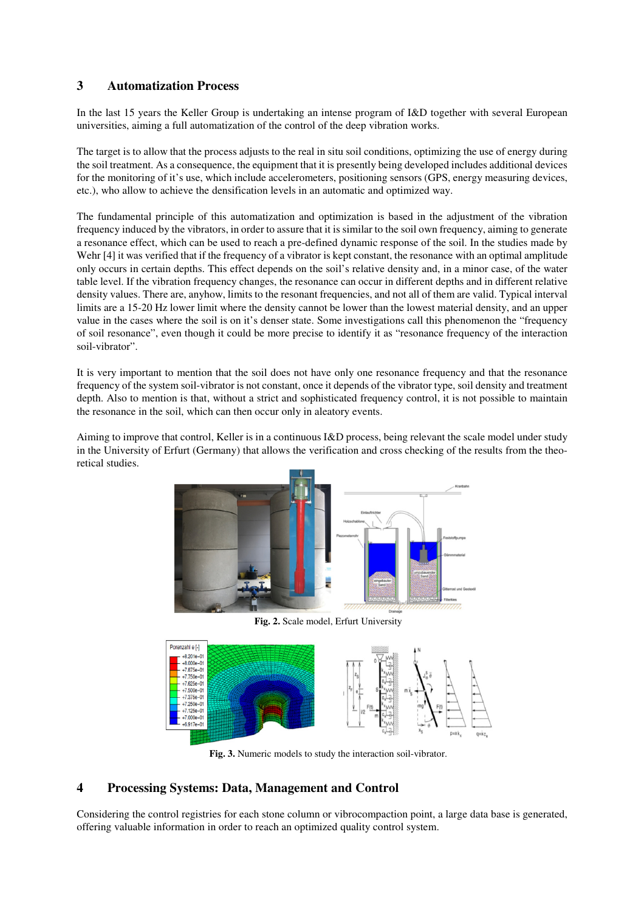## 3 Automatization Process

In the last 15 years the Keller Group is undertaking an intense program of I&D together with several European universities, aiming a full automatization of the control of the deep vibration works.

The target is to allow that the process adjusts to the real in situ soil conditions, optimizing the use of energy during the soil treatment. As a consequence, the equipment that it is presently being developed includes additional devices for the monitoring of it's use, which include accelerometers, positioning sensors (GPS, energy measuring devices, etc.), who allow to achieve the densification levels in an automatic and optimized way.

The fundamental principle of this automatization and optimization is based in the adjustment of the vibration frequency induced by the vibrators, in order to assure that it is similar to the soil own frequency, aiming to generate a resonance effect, which can be used to reach a pre-defined dynamic response of the soil. In the studies made by Wehr [4] it was verified that if the frequency of a vibrator is kept constant, the resonance with an optimal amplitude only occurs in certain depths. This effect depends on the soil's relative density and, in a minor case, of the water table level. If the vibration frequency changes, the resonance can occur in different depths and in different relative density values. There are, anyhow, limits to the resonant frequencies, and not all of them are valid. Typical interval limits are a 15-20 Hz lower limit where the density cannot be lower than the lowest material density, and an upper value in the cases where the soil is on it's denser state. Some investigations call this phenomenon the "frequency of soil resonance", even though it could be more precise to identify it as "resonance frequency of the interaction soil-vibrator".

It is very important to mention that the soil does not have only one resonance frequency and that the resonance frequency of the system soil-vibrator is not constant, once it depends of the vibrator type, soil density and treatment depth. Also to mention is that, without a strict and sophisticated frequency control, it is not possible to maintain the resonance in the soil, which can then occur only in aleatory events.

Aiming to improve that control, Keller is in a continuous I&D process, being relevant the scale model under study in the University of Erfurt (Germany) that allows the verification and cross checking of the results from the theoretical studies.

**Fig. 2.** Scale model, Erfurt University

**Fig. 3.** Numeric models to study the interaction soil-vibrator.

## 4 Processing Systems: Data, Management and Control

Considering the control registries for each stone column or vibrocompaction point, a large data base is generated, offering valuable information in order to reach an optimized quality control system.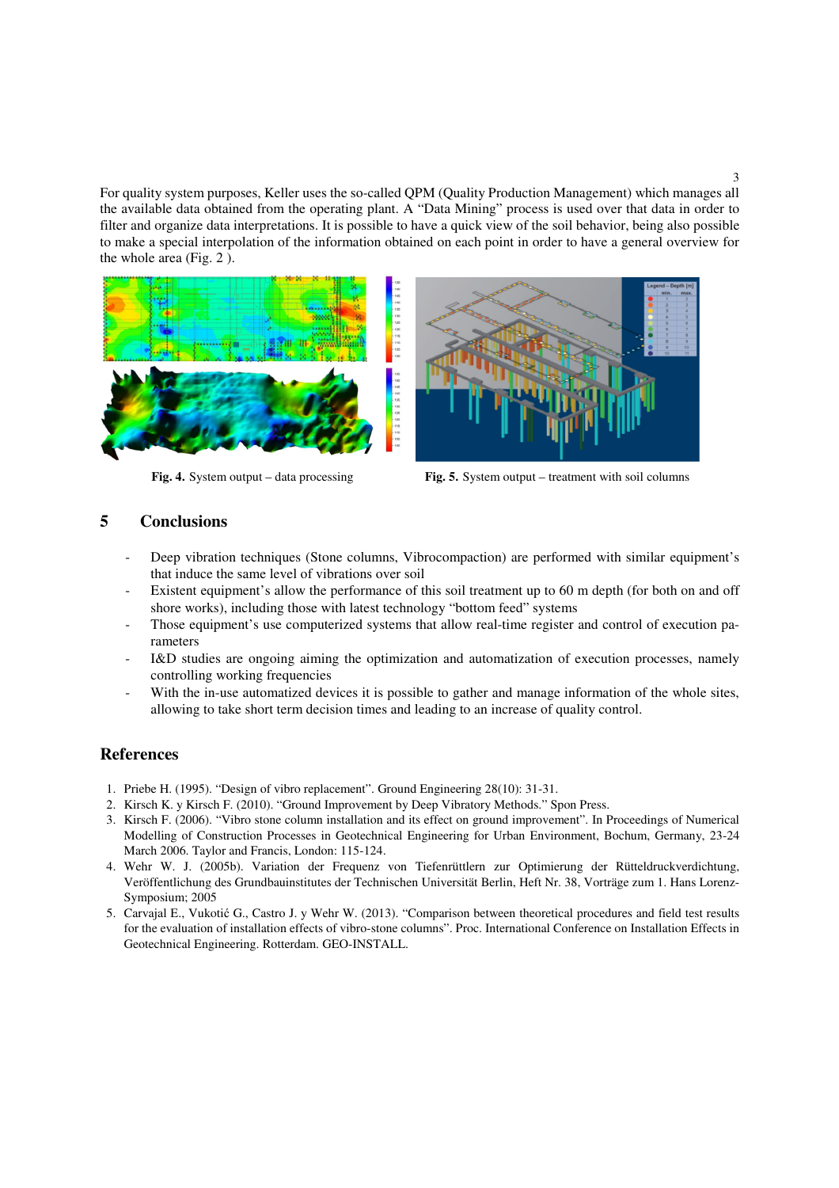For quality system purposes, Keller uses the so-called QPM (Quality Production Management) which manages all the available data obtained from the operating plant. A "Data Mining" process is used over that data in order to filter and organize data interpretations. It is possible to have a quick view of the soil behavior, being also possible to make a special interpolation of the information obtained on each point in order to have a general overview for the whole area (Fig. 2 ).

**Fig. 4.** System output – data processing

**Fig. 5.** System output – treatment with soil columns

## 5 Conclusions

- Deep vibration techniques (Stone columns, Vibrocompaction) are performed with similar equipment's that induce the same level of vibrations over soil
- Existent equipment's allow the performance of this soil treatment up to 60 m depth (for both on and off shore works), including those with latest technology "bottom feed" systems
- Those equipment's use computerized systems that allow real-time register and control of execution parameters
- I&D studies are ongoing aiming the optimization and automatization of execution processes, namely controlling working frequencies
- With the in-use automatized devices it is possible to gather and manage information of the whole sites, allowing to take short term decision times and leading to an increase of quality control.

## References

1. Priebe H. (1995). "Design of vibro replacement". Ground Engineering 28(10): 31-31.
2. Kirsch K. y Kirsch F. (2010). "Ground Improvement by Deep Vibratory Methods." Spon Press.
3. Kirsch F. (2006). "Vibro stone column installation and its effect on ground improvement". In Proceedings of Numerical Modelling of Construction Processes in Geotechnical Engineering for Urban Environment, Bochum, Germany, 23-24 March 2006. Taylor and Francis, London: 115-124.
4. Wehr W. J. (2005b). Variation der Frequenz von Tiefenrüttlern zur Optimierung der Rütteldruckverdichtung, Veröffentlichung des Grundbauinstitutes der Technischen Universität Berlin, Heft Nr. 38, Vorträge zum 1. Hans Lorenz-Symposium; 2005
5. Carvajal E., Vukotić G., Castro J. y Wehr W. (2013). "Comparison between theoretical procedures and field test results for the evaluation of installation effects of vibro-stone columns". Proc. International Conference on Installation Effects in Geotechnical Engineering. Rotterdam. GEO-INSTALL.